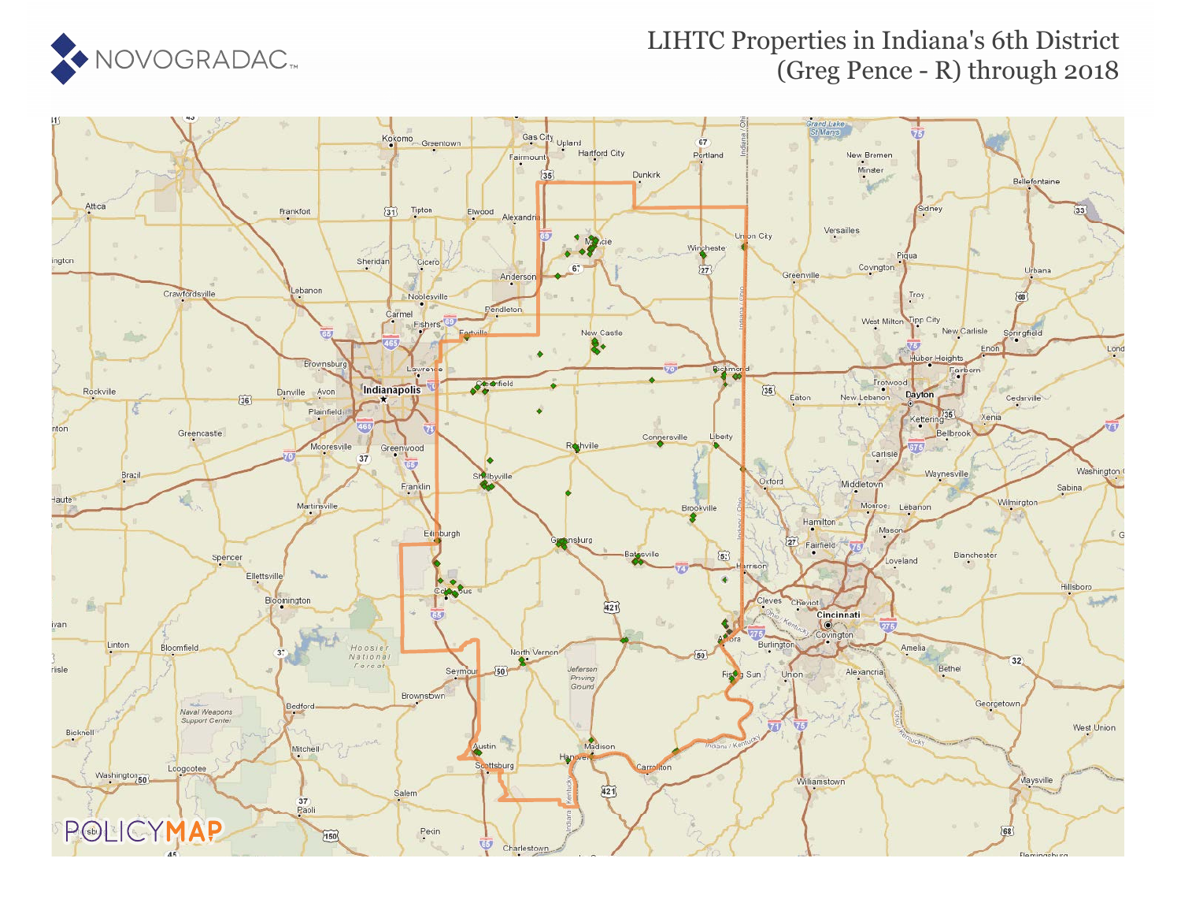NOVOGRADAC

# LIHTC Properties in Indiana's 6th District (Greg Pence - R) through 2018

POLICYMAP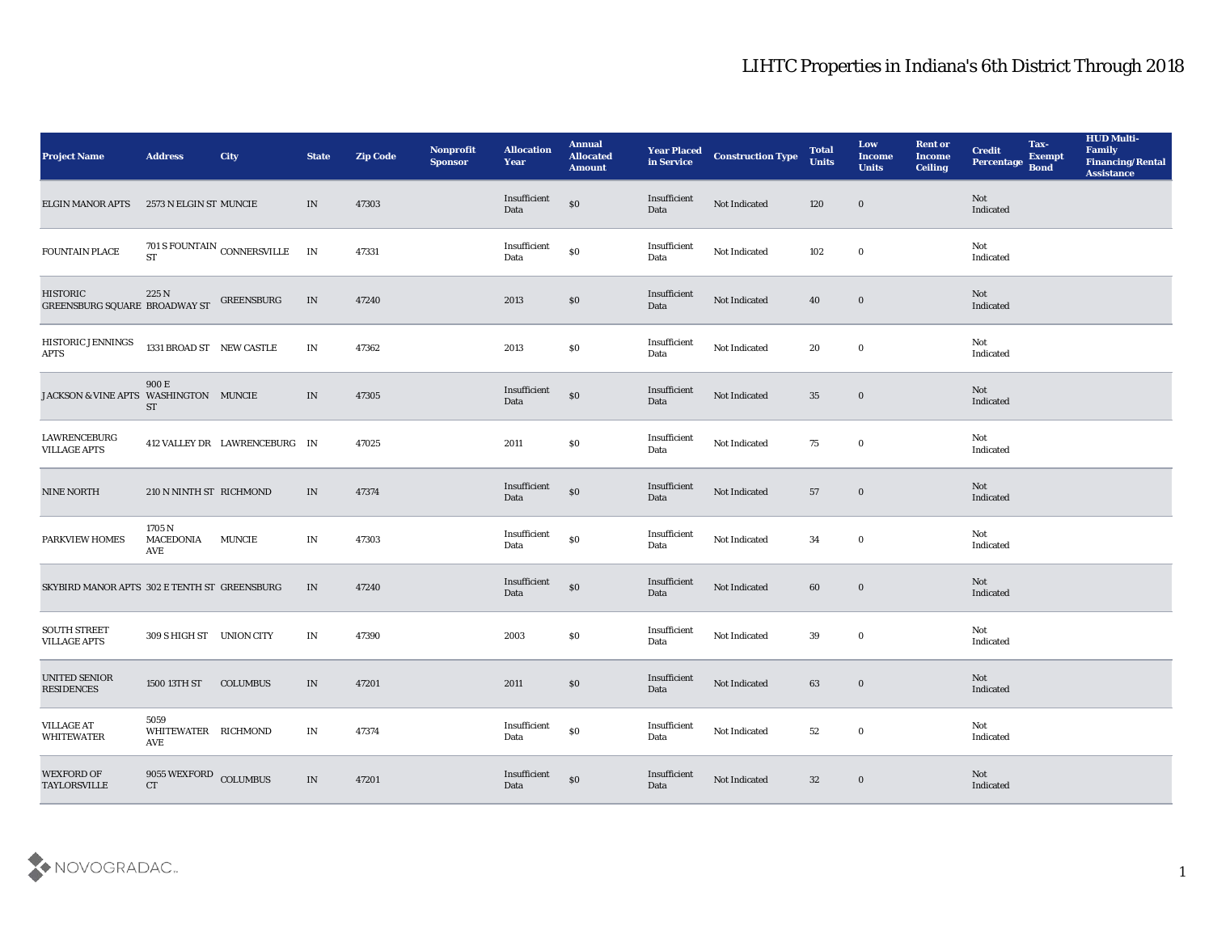# LIHTC Properties in Indiana's 6th District Through 2018

| Project Name | Address | City | State | Zip Code | Nonprofit Sponsor | Allocation Year | Annual Allocated Amount | Year Placed in Service | Construction Type | Total Units | Low Income Units | Rent or Income Ceiling | Credit Percentage | Tax-Exempt Bond | HUD Multi-Family Financing/Rental Assistance |
|---|---|---|---|---|---|---|---|---|---|---|---|---|---|---|---|
| ELGIN MANOR APTS | 2573 N ELGIN ST | MUNCIE | IN | 47303 | | Insufficient Data | $0 | Insufficient Data | Not Indicated | 120 | 0 | | Not Indicated | | |
| FOUNTAIN PLACE | 701 S FOUNTAIN ST | CONNERSVILLE | IN | 47331 | | Insufficient Data | $0 | Insufficient Data | Not Indicated | 102 | 0 | | Not Indicated | | |
| HISTORIC GREENSBURG SQUARE | 225 N BROADWAY ST | GREENSBURG | IN | 47240 | | 2013 | $0 | Insufficient Data | Not Indicated | 40 | 0 | | Not Indicated | | |
| HISTORIC JENNINGS APTS | 1331 BROAD ST | NEW CASTLE | IN | 47362 | | 2013 | $0 | Insufficient Data | Not Indicated | 20 | 0 | | Not Indicated | | |
| JACKSON & VINE APTS | 900 E WASHINGTON ST | MUNCIE | IN | 47305 | | Insufficient Data | $0 | Insufficient Data | Not Indicated | 35 | 0 | | Not Indicated | | |
| LAWRENCEBURG VILLAGE APTS | 412 VALLEY DR | LAWRENCEBURG | IN | 47025 | | 2011 | $0 | Insufficient Data | Not Indicated | 75 | 0 | | Not Indicated | | |
| NINE NORTH | 210 N NINTH ST | RICHMOND | IN | 47374 | | Insufficient Data | $0 | Insufficient Data | Not Indicated | 57 | 0 | | Not Indicated | | |
| PARKVIEW HOMES | 1705 N MACEDONIA AVE | MUNCIE | IN | 47303 | | Insufficient Data | $0 | Insufficient Data | Not Indicated | 34 | 0 | | Not Indicated | | |
| SKYBIRD MANOR APTS | 302 E TENTH ST | GREENSBURG | IN | 47240 | | Insufficient Data | $0 | Insufficient Data | Not Indicated | 60 | 0 | | Not Indicated | | |
| SOUTH STREET VILLAGE APTS | 309 S HIGH ST | UNION CITY | IN | 47390 | | 2003 | $0 | Insufficient Data | Not Indicated | 39 | 0 | | Not Indicated | | |
| UNITED SENIOR RESIDENCES | 1500 13TH ST | COLUMBUS | IN | 47201 | | 2011 | $0 | Insufficient Data | Not Indicated | 63 | 0 | | Not Indicated | | |
| VILLAGE AT WHITEWATER | 5059 WHITEWATER AVE | RICHMOND | IN | 47374 | | Insufficient Data | $0 | Insufficient Data | Not Indicated | 52 | 0 | | Not Indicated | | |
| WEXFORD OF TAYLORSVILLE | 9055 WEXFORD CT | COLUMBUS | IN | 47201 | | Insufficient Data | $0 | Insufficient Data | Not Indicated | 32 | 0 | | Not Indicated | | |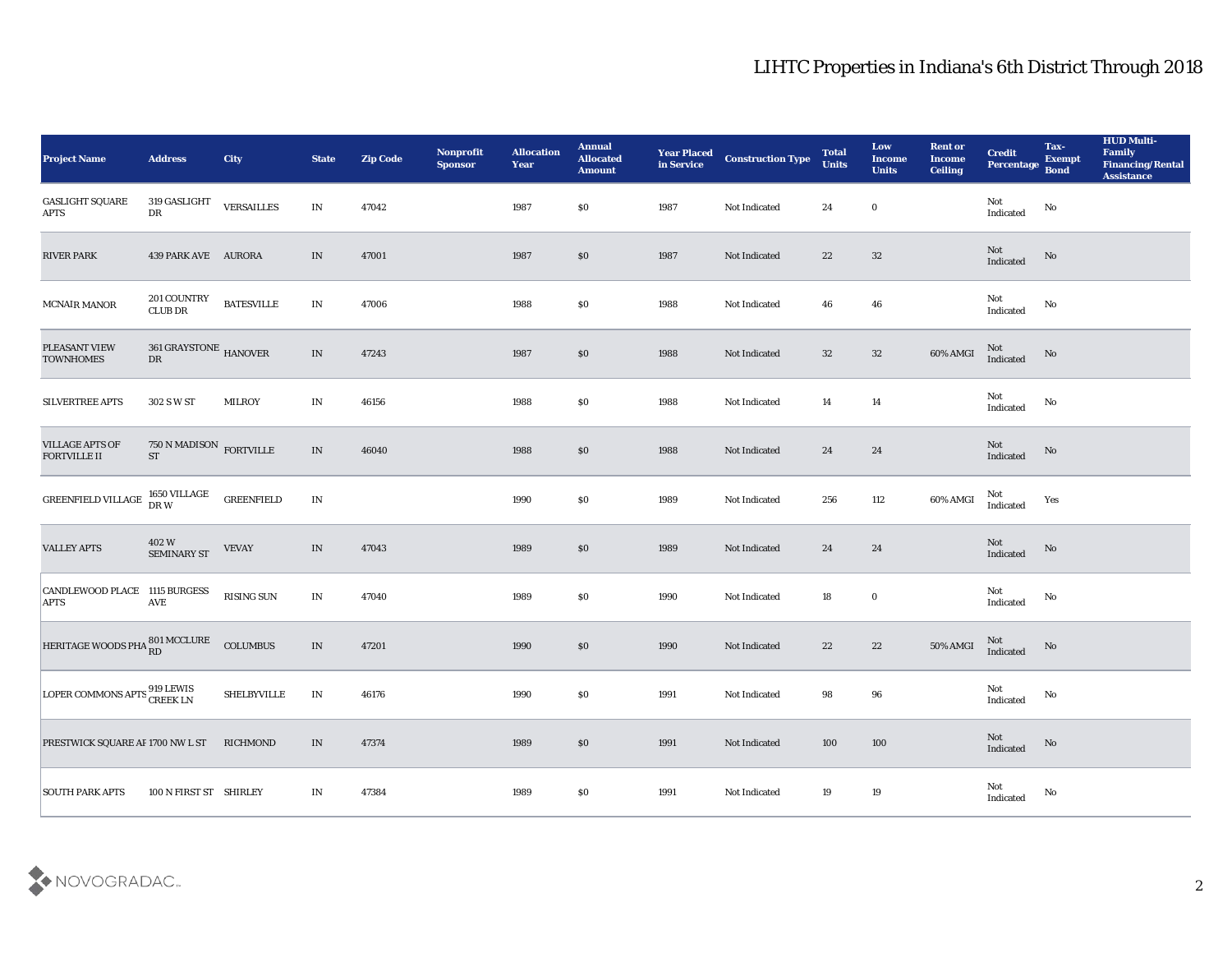# LIHTC Properties in Indiana's 6th District Through 2018

| Project Name | Address | City | State | Zip Code | Nonprofit Sponsor | Allocation Year | Annual Allocated Amount | Year Placed in Service | Construction Type | Total Units | Low Income Units | Rent or Income Ceiling | Credit Percentage | Tax-Exempt Bond | HUD Multi-Family Financing/Rental Assistance |
|---|---|---|---|---|---|---|---|---|---|---|---|---|---|---|---|
| GASLIGHT SQUARE APTS | 319 GASLIGHT DR | VERSAILLES | IN | 47042 | | 1987 | $0 | 1987 | Not Indicated | 24 | 0 | | Not Indicated | No | |
| RIVER PARK | 439 PARK AVE | AURORA | IN | 47001 | | 1987 | $0 | 1987 | Not Indicated | 22 | 32 | | Not Indicated | No | |
| MCNAIR MANOR | 201 COUNTRY CLUB DR | BATESVILLE | IN | 47006 | | 1988 | $0 | 1988 | Not Indicated | 46 | 46 | | Not Indicated | No | |
| PLEASANT VIEW TOWNHOMES | 361 GRAYSTONE DR | HANOVER | IN | 47243 | | 1987 | $0 | 1988 | Not Indicated | 32 | 32 | 60% AMGI | Not Indicated | No | |
| SILVERTREE APTS | 302 S W ST | MILROY | IN | 46156 | | 1988 | $0 | 1988 | Not Indicated | 14 | 14 | | Not Indicated | No | |
| VILLAGE APTS OF FORTVILLE II | 750 N MADISON ST | FORTVILLE | IN | 46040 | | 1988 | $0 | 1988 | Not Indicated | 24 | 24 | | Not Indicated | No | |
| GREENFIELD VILLAGE | 1650 VILLAGE DR W | GREENFIELD | IN | | | 1990 | $0 | 1989 | Not Indicated | 256 | 112 | 60% AMGI | Not Indicated | Yes | |
| VALLEY APTS | 402 W SEMINARY ST | VEVAY | IN | 47043 | | 1989 | $0 | 1989 | Not Indicated | 24 | 24 | | Not Indicated | No | |
| CANDLEWOOD PLACE APTS | 1115 BURGESS AVE | RISING SUN | IN | 47040 | | 1989 | $0 | 1990 | Not Indicated | 18 | 0 | | Not Indicated | No | |
| HERITAGE WOODS PHA | 801 MCCLURE RD | COLUMBUS | IN | 47201 | | 1990 | $0 | 1990 | Not Indicated | 22 | 22 | 50% AMGI | Not Indicated | No | |
| LOPER COMMONS APTS | 919 LEWIS CREEK LN | SHELBYVILLE | IN | 46176 | | 1990 | $0 | 1991 | Not Indicated | 98 | 96 | | Not Indicated | No | |
| PRESTWICK SQUARE AP | 1700 NW L ST | RICHMOND | IN | 47374 | | 1989 | $0 | 1991 | Not Indicated | 100 | 100 | | Not Indicated | No | |
| SOUTH PARK APTS | 100 N FIRST ST | SHIRLEY | IN | 47384 | | 1989 | $0 | 1991 | Not Indicated | 19 | 19 | | Not Indicated | No | |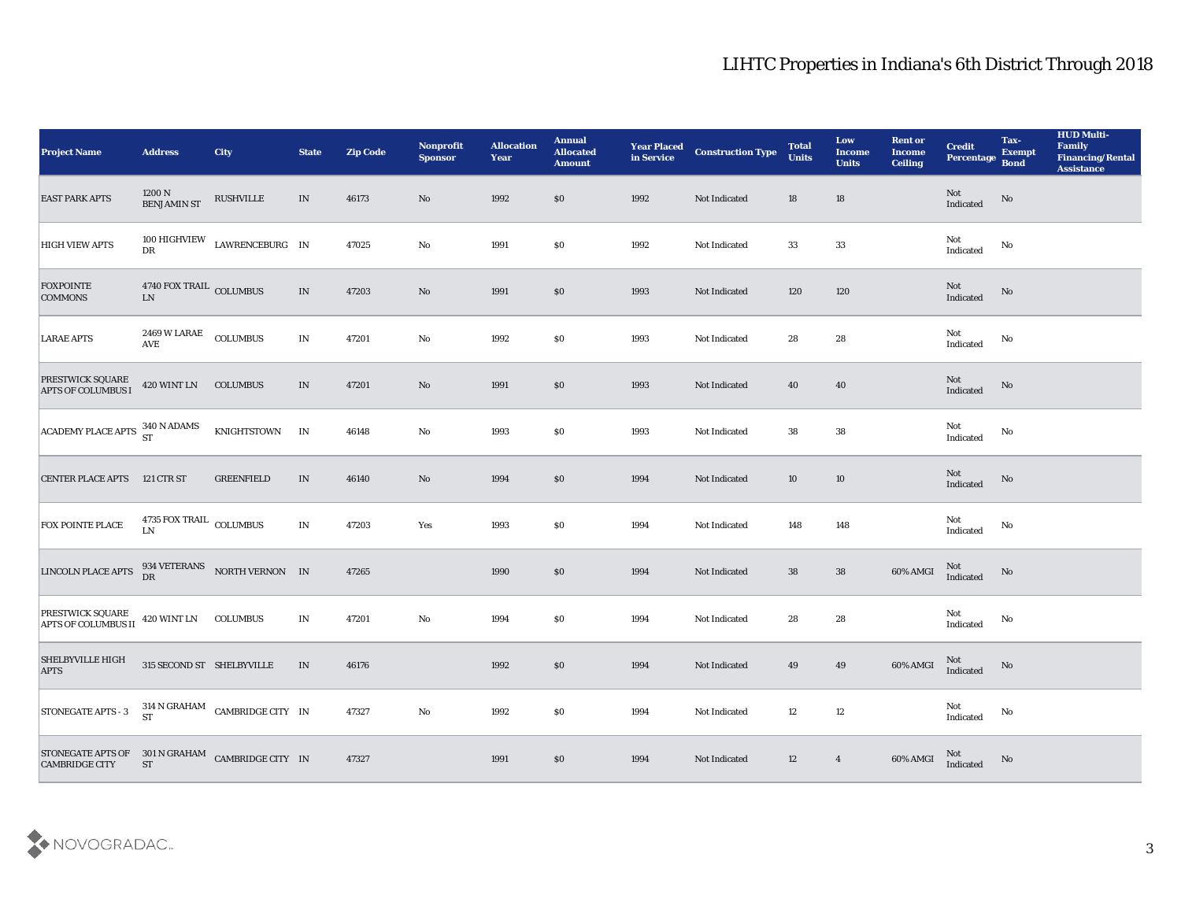# LIHTC Properties in Indiana's 6th District Through 2018

| Project Name | Address | City | State | Zip Code | Nonprofit Sponsor | Allocation Year | Annual Allocated Amount | Year Placed in Service | Construction Type | Total Units | Low Income Units | Rent or Income Ceiling | Credit Percentage | Tax-Exempt Bond | HUD Multi-Family Financing/Rental Assistance |
|---|---|---|---|---|---|---|---|---|---|---|---|---|---|---|---|
| EAST PARK APTS | 1200 N BENJAMIN ST | RUSHVILLE | IN | 46173 | No | 1992 | $0 | 1992 | Not Indicated | 18 | 18 | | Not Indicated | No | |
| HIGH VIEW APTS | 100 HIGHVIEW DR | LAWRENCEBURG | IN | 47025 | No | 1991 | $0 | 1992 | Not Indicated | 33 | 33 | | Not Indicated | No | |
| FOXPOINTE COMMONS | 4740 FOX TRAIL LN | COLUMBUS | IN | 47203 | No | 1991 | $0 | 1993 | Not Indicated | 120 | 120 | | Not Indicated | No | |
| LARAE APTS | 2469 W LARAE AVE | COLUMBUS | IN | 47201 | No | 1992 | $0 | 1993 | Not Indicated | 28 | 28 | | Not Indicated | No | |
| PRESTWICK SQUARE APTS OF COLUMBUS I | 420 WINT LN | COLUMBUS | IN | 47201 | No | 1991 | $0 | 1993 | Not Indicated | 40 | 40 | | Not Indicated | No | |
| ACADEMY PLACE APTS | 340 N ADAMS ST | KNIGHTSTOWN | IN | 46148 | No | 1993 | $0 | 1993 | Not Indicated | 38 | 38 | | Not Indicated | No | |
| CENTER PLACE APTS | 121 CTR ST | GREENFIELD | IN | 46140 | No | 1994 | $0 | 1994 | Not Indicated | 10 | 10 | | Not Indicated | No | |
| FOX POINTE PLACE | 4735 FOX TRAIL LN | COLUMBUS | IN | 47203 | Yes | 1993 | $0 | 1994 | Not Indicated | 148 | 148 | | Not Indicated | No | |
| LINCOLN PLACE APTS | 934 VETERANS DR | NORTH VERNON | IN | 47265 | | 1990 | $0 | 1994 | Not Indicated | 38 | 38 | 60% AMGI | Not Indicated | No | |
| PRESTWICK SQUARE APTS OF COLUMBUS II | 420 WINT LN | COLUMBUS | IN | 47201 | No | 1994 | $0 | 1994 | Not Indicated | 28 | 28 | | Not Indicated | No | |
| SHELBYVILLE HIGH APTS | 315 SECOND ST | SHELBYVILLE | IN | 46176 | | 1992 | $0 | 1994 | Not Indicated | 49 | 49 | 60% AMGI | Not Indicated | No | |
| STONEGATE APTS - 3 | 314 N GRAHAM ST | CAMBRIDGE CITY | IN | 47327 | No | 1992 | $0 | 1994 | Not Indicated | 12 | 12 | | Not Indicated | No | |
| STONEGATE APTS OF CAMBRIDGE CITY | 301 N GRAHAM ST | CAMBRIDGE CITY | IN | 47327 | | 1991 | $0 | 1994 | Not Indicated | 12 | 4 | 60% AMGI | Not Indicated | No | |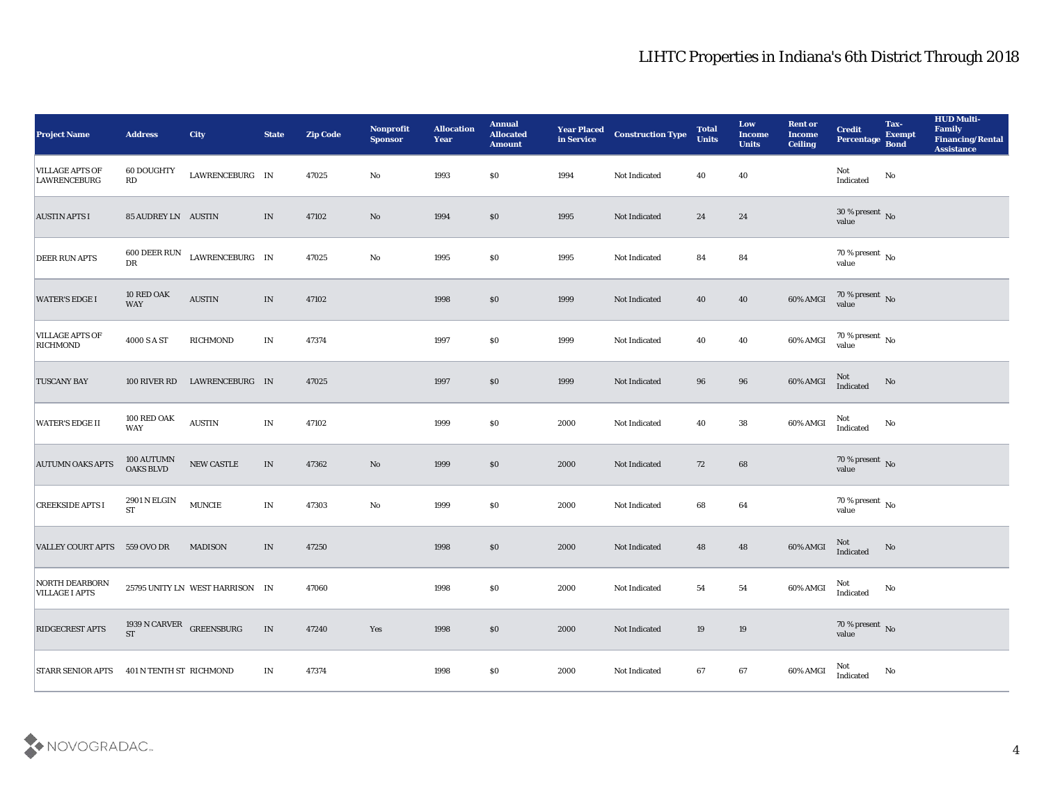# LIHTC Properties in Indiana's 6th District Through 2018

| Project Name | Address | City | State | Zip Code | Nonprofit Sponsor | Allocation Year | Annual Allocated Amount | Year Placed in Service | Construction Type | Total Units | Low Income Units | Rent or Income Ceiling | Credit Percentage | Tax-Exempt Bond | HUD Multi-Family Financing/Rental Assistance |
|---|---|---|---|---|---|---|---|---|---|---|---|---|---|---|---|
| VILLAGE APTS OF LAWRENCEBURG | 60 DOUGHTY RD | LAWRENCEBURG | IN | 47025 | No | 1993 | $0 | 1994 | Not Indicated | 40 | 40 | | Not Indicated | No | |
| AUSTIN APTS I | 85 AUDREY LN | AUSTIN | IN | 47102 | No | 1994 | $0 | 1995 | Not Indicated | 24 | 24 | | 30 % present value | No | |
| DEER RUN APTS | 600 DEER RUN DR | LAWRENCEBURG | IN | 47025 | No | 1995 | $0 | 1995 | Not Indicated | 84 | 84 | | 70 % present value | No | |
| WATER'S EDGE I | 10 RED OAK WAY | AUSTIN | IN | 47102 | | 1998 | $0 | 1999 | Not Indicated | 40 | 40 | 60% AMGI | 70 % present value | No | |
| VILLAGE APTS OF RICHMOND | 4000 S A ST | RICHMOND | IN | 47374 | | 1997 | $0 | 1999 | Not Indicated | 40 | 40 | 60% AMGI | 70 % present value | No | |
| TUSCANY BAY | 100 RIVER RD | LAWRENCEBURG | IN | 47025 | | 1997 | $0 | 1999 | Not Indicated | 96 | 96 | 60% AMGI | Not Indicated | No | |
| WATER'S EDGE II | 100 RED OAK WAY | AUSTIN | IN | 47102 | | 1999 | $0 | 2000 | Not Indicated | 40 | 38 | 60% AMGI | Not Indicated | No | |
| AUTUMN OAKS APTS | 100 AUTUMN OAKS BLVD | NEW CASTLE | IN | 47362 | No | 1999 | $0 | 2000 | Not Indicated | 72 | 68 | | 70 % present value | No | |
| CREEKSIDE APTS I | 2901 N ELGIN ST | MUNCIE | IN | 47303 | No | 1999 | $0 | 2000 | Not Indicated | 68 | 64 | | 70 % present value | No | |
| VALLEY COURT APTS | 559 OVO DR | MADISON | IN | 47250 | | 1998 | $0 | 2000 | Not Indicated | 48 | 48 | 60% AMGI | Not Indicated | No | |
| NORTH DEARBORN VILLAGE I APTS | 25795 UNITY LN | WEST HARRISON | IN | 47060 | | 1998 | $0 | 2000 | Not Indicated | 54 | 54 | 60% AMGI | Not Indicated | No | |
| RIDGECREST APTS | 1939 N CARVER ST | GREENSBURG | IN | 47240 | Yes | 1998 | $0 | 2000 | Not Indicated | 19 | 19 | | 70 % present value | No | |
| STARR SENIOR APTS | 401 N TENTH ST | RICHMOND | IN | 47374 | | 1998 | $0 | 2000 | Not Indicated | 67 | 67 | 60% AMGI | Not Indicated | No | |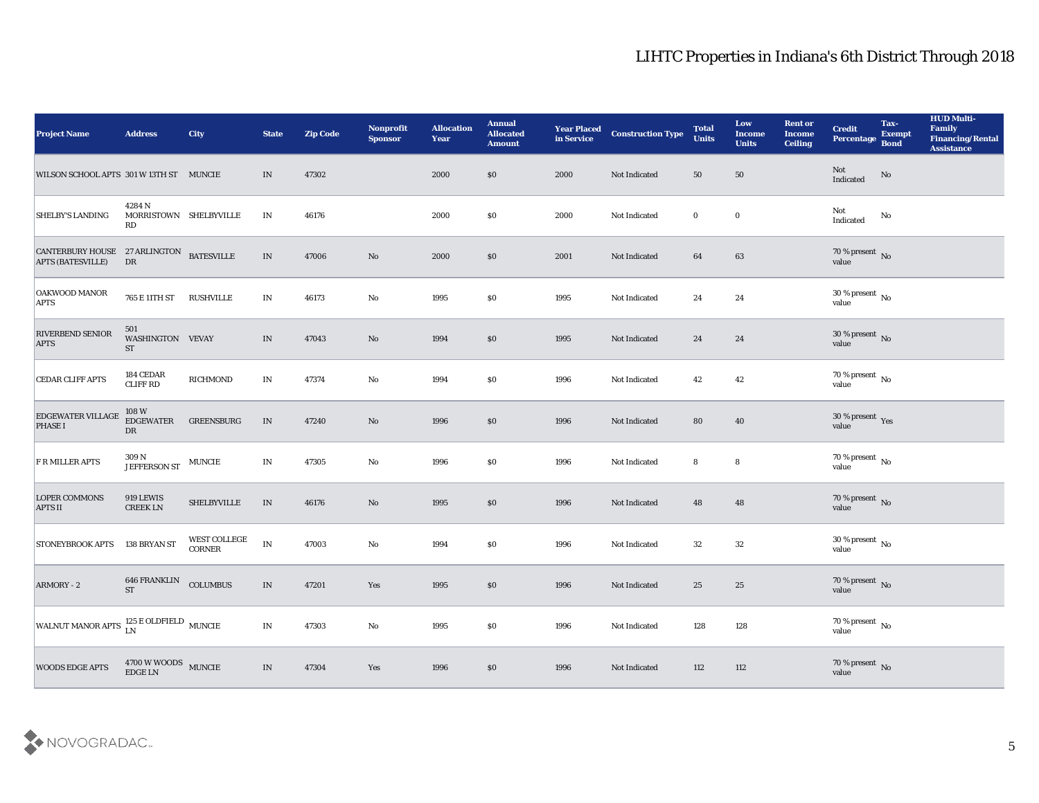# LIHTC Properties in Indiana's 6th District Through 2018

| Project Name | Address | City | State | Zip Code | Nonprofit Sponsor | Allocation Year | Annual Allocated Amount | Year Placed in Service | Construction Type | Total Units | Low Income Units | Rent or Income Ceiling | Credit Percentage | Tax-Exempt Bond | HUD Multi-Family Financing/Rental Assistance |
|---|---|---|---|---|---|---|---|---|---|---|---|---|---|---|---|
| WILSON SCHOOL APTS | 301 W 13TH ST | MUNCIE | IN | 47302 | | 2000 | $0 | 2000 | Not Indicated | 50 | 50 | | Not Indicated | No | |
| SHELBY'S LANDING | 4284 N MORRISTOWN RD | SHELBYVILLE | IN | 46176 | | 2000 | $0 | 2000 | Not Indicated | 0 | 0 | | Not Indicated | No | |
| CANTERBURY HOUSE APTS (BATESVILLE) | 27 ARLINGTON DR | BATESVILLE | IN | 47006 | No | 2000 | $0 | 2001 | Not Indicated | 64 | 63 | | 70 % present value | No | |
| OAKWOOD MANOR APTS | 765 E 11TH ST | RUSHVILLE | IN | 46173 | No | 1995 | $0 | 1995 | Not Indicated | 24 | 24 | | 30 % present value | No | |
| RIVERBEND SENIOR APTS | 501 WASHINGTON ST | VEVAY | IN | 47043 | No | 1994 | $0 | 1995 | Not Indicated | 24 | 24 | | 30 % present value | No | |
| CEDAR CLIFF APTS | 184 CEDAR CLIFF RD | RICHMOND | IN | 47374 | No | 1994 | $0 | 1996 | Not Indicated | 42 | 42 | | 70 % present value | No | |
| EDGEWATER VILLAGE PHASE I | 108 W EDGEWATER DR | GREENSBURG | IN | 47240 | No | 1996 | $0 | 1996 | Not Indicated | 80 | 40 | | 30 % present value | Yes | |
| F R MILLER APTS | 309 N JEFFERSON ST | MUNCIE | IN | 47305 | No | 1996 | $0 | 1996 | Not Indicated | 8 | 8 | | 70 % present value | No | |
| LOPER COMMONS APTS II | 919 LEWIS CREEK LN | SHELBYVILLE | IN | 46176 | No | 1995 | $0 | 1996 | Not Indicated | 48 | 48 | | 70 % present value | No | |
| STONEYBROOK APTS | 138 BRYAN ST | WEST COLLEGE CORNER | IN | 47003 | No | 1994 | $0 | 1996 | Not Indicated | 32 | 32 | | 30 % present value | No | |
| ARMORY - 2 | 646 FRANKLIN ST | COLUMBUS | IN | 47201 | Yes | 1995 | $0 | 1996 | Not Indicated | 25 | 25 | | 70 % present value | No | |
| WALNUT MANOR APTS | 125 E OLDFIELD LN | MUNCIE | IN | 47303 | No | 1995 | $0 | 1996 | Not Indicated | 128 | 128 | | 70 % present value | No | |
| WOODS EDGE APTS | 4700 W WOODS EDGE LN | MUNCIE | IN | 47304 | Yes | 1996 | $0 | 1996 | Not Indicated | 112 | 112 | | 70 % present value | No | |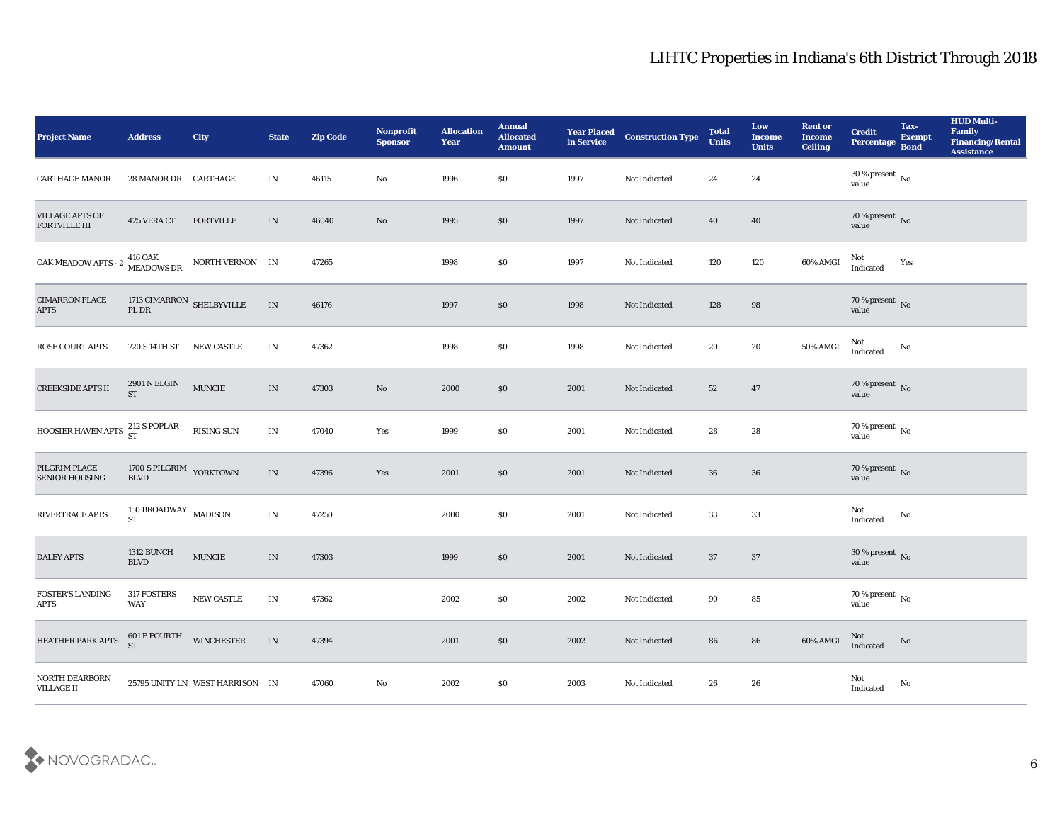# LIHTC Properties in Indiana's 6th District Through 2018

| Project Name | Address | City | State | Zip Code | Nonprofit Sponsor | Allocation Year | Annual Allocated Amount | Year Placed in Service | Construction Type | Total Units | Low Income Units | Rent or Income Ceiling | Credit Percentage | Tax-Exempt Bond | HUD Multi-Family Financing/Rental Assistance |
|---|---|---|---|---|---|---|---|---|---|---|---|---|---|---|---|
| CARTHAGE MANOR | 28 MANOR DR | CARTHAGE | IN | 46115 | No | 1996 | $0 | 1997 | Not Indicated | 24 | 24 | | 30 % present value | No | |
| VILLAGE APTS OF FORTVILLE III | 425 VERA CT | FORTVILLE | IN | 46040 | No | 1995 | $0 | 1997 | Not Indicated | 40 | 40 | | 70 % present value | No | |
| OAK MEADOW APTS - 2 | 416 OAK MEADOWS DR | NORTH VERNON | IN | 47265 | | 1998 | $0 | 1997 | Not Indicated | 120 | 120 | 60% AMGI | Not Indicated | Yes | |
| CIMARRON PLACE APTS | 1713 CIMARRON PL DR | SHELBYVILLE | IN | 46176 | | 1997 | $0 | 1998 | Not Indicated | 128 | 98 | | 70 % present value | No | |
| ROSE COURT APTS | 720 S 14TH ST | NEW CASTLE | IN | 47362 | | 1998 | $0 | 1998 | Not Indicated | 20 | 20 | 50% AMGI | Not Indicated | No | |
| CREEKSIDE APTS II | 2901 N ELGIN ST | MUNCIE | IN | 47303 | No | 2000 | $0 | 2001 | Not Indicated | 52 | 47 | | 70 % present value | No | |
| HOOSIER HAVEN APTS | 212 S POPLAR ST | RISING SUN | IN | 47040 | Yes | 1999 | $0 | 2001 | Not Indicated | 28 | 28 | | 70 % present value | No | |
| PILGRIM PLACE SENIOR HOUSING | 1700 S PILGRIM BLVD | YORKTOWN | IN | 47396 | Yes | 2001 | $0 | 2001 | Not Indicated | 36 | 36 | | 70 % present value | No | |
| RIVERTRACE APTS | 150 BROADWAY ST | MADISON | IN | 47250 | | 2000 | $0 | 2001 | Not Indicated | 33 | 33 | | Not Indicated | No | |
| DALEY APTS | 1312 BUNCH BLVD | MUNCIE | IN | 47303 | | 1999 | $0 | 2001 | Not Indicated | 37 | 37 | | 30 % present value | No | |
| FOSTER'S LANDING APTS | 317 FOSTERS WAY | NEW CASTLE | IN | 47362 | | 2002 | $0 | 2002 | Not Indicated | 90 | 85 | | 70 % present value | No | |
| HEATHER PARK APTS | 601 E FOURTH ST | WINCHESTER | IN | 47394 | | 2001 | $0 | 2002 | Not Indicated | 86 | 86 | 60% AMGI | Not Indicated | No | |
| NORTH DEARBORN VILLAGE II | 25795 UNITY LN | WEST HARRISON | IN | 47060 | No | 2002 | $0 | 2003 | Not Indicated | 26 | 26 | | Not Indicated | No | |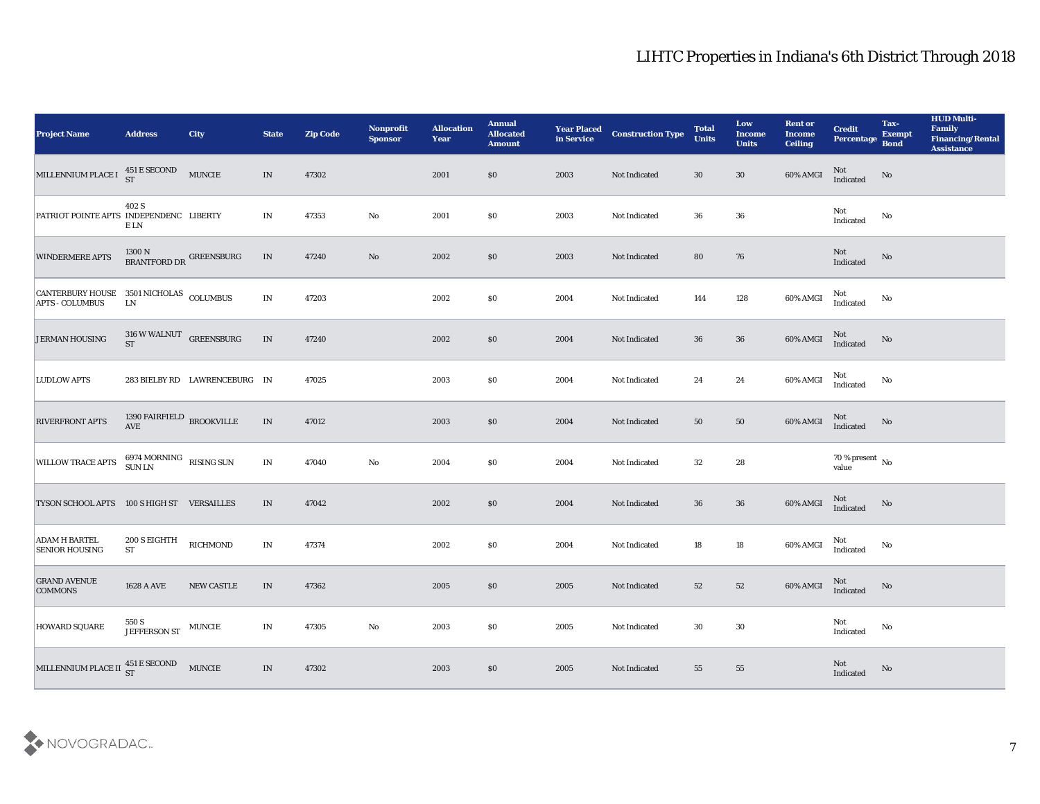# LIHTC Properties in Indiana's 6th District Through 2018

| Project Name | Address | City | State | Zip Code | Nonprofit Sponsor | Allocation Year | Annual Allocated Amount | Year Placed in Service | Construction Type | Total Units | Low Income Units | Rent or Income Ceiling | Credit Percentage | Tax-Exempt Bond | HUD Multi-Family Financing/Rental Assistance |
|---|---|---|---|---|---|---|---|---|---|---|---|---|---|---|---|
| MILLENNIUM PLACE I | 451 E SECOND ST | MUNCIE | IN | 47302 | | 2001 | $0 | 2003 | Not Indicated | 30 | 30 | 60% AMGI | Not Indicated | No | |
| PATRIOT POINTE APTS | 402 S INDEPENDENCE LN | LIBERTY | IN | 47353 | No | 2001 | $0 | 2003 | Not Indicated | 36 | 36 | | Not Indicated | No | |
| WINDERMERE APTS | 1300 N BRANTFORD DR | GREENSBURG | IN | 47240 | No | 2002 | $0 | 2003 | Not Indicated | 80 | 76 | | Not Indicated | No | |
| CANTERBURY HOUSE APTS - COLUMBUS | 3501 NICHOLAS LN | COLUMBUS | IN | 47203 | | 2002 | $0 | 2004 | Not Indicated | 144 | 128 | 60% AMGI | Not Indicated | No | |
| JERMAN HOUSING | 316 W WALNUT ST | GREENSBURG | IN | 47240 | | 2002 | $0 | 2004 | Not Indicated | 36 | 36 | 60% AMGI | Not Indicated | No | |
| LUDLOW APTS | 283 BIELBY RD | LAWRENCEBURG | IN | 47025 | | 2003 | $0 | 2004 | Not Indicated | 24 | 24 | 60% AMGI | Not Indicated | No | |
| RIVERFRONT APTS | 1390 FAIRFIELD AVE | BROOKVILLE | IN | 47012 | | 2003 | $0 | 2004 | Not Indicated | 50 | 50 | 60% AMGI | Not Indicated | No | |
| WILLOW TRACE APTS | 6974 MORNING SUN LN | RISING SUN | IN | 47040 | No | 2004 | $0 | 2004 | Not Indicated | 32 | 28 | | 70 % present value | No | |
| TYSON SCHOOL APTS | 100 S HIGH ST | VERSAILLES | IN | 47042 | | 2002 | $0 | 2004 | Not Indicated | 36 | 36 | 60% AMGI | Not Indicated | No | |
| ADAM H BARTEL SENIOR HOUSING | 200 S EIGHTH ST | RICHMOND | IN | 47374 | | 2002 | $0 | 2004 | Not Indicated | 18 | 18 | 60% AMGI | Not Indicated | No | |
| GRAND AVENUE COMMONS | 1628 A AVE | NEW CASTLE | IN | 47362 | | 2005 | $0 | 2005 | Not Indicated | 52 | 52 | 60% AMGI | Not Indicated | No | |
| HOWARD SQUARE | 550 S JEFFERSON ST | MUNCIE | IN | 47305 | No | 2003 | $0 | 2005 | Not Indicated | 30 | 30 | | Not Indicated | No | |
| MILLENNIUM PLACE II | 451 E SECOND ST | MUNCIE | IN | 47302 | | 2003 | $0 | 2005 | Not Indicated | 55 | 55 | | Not Indicated | No | |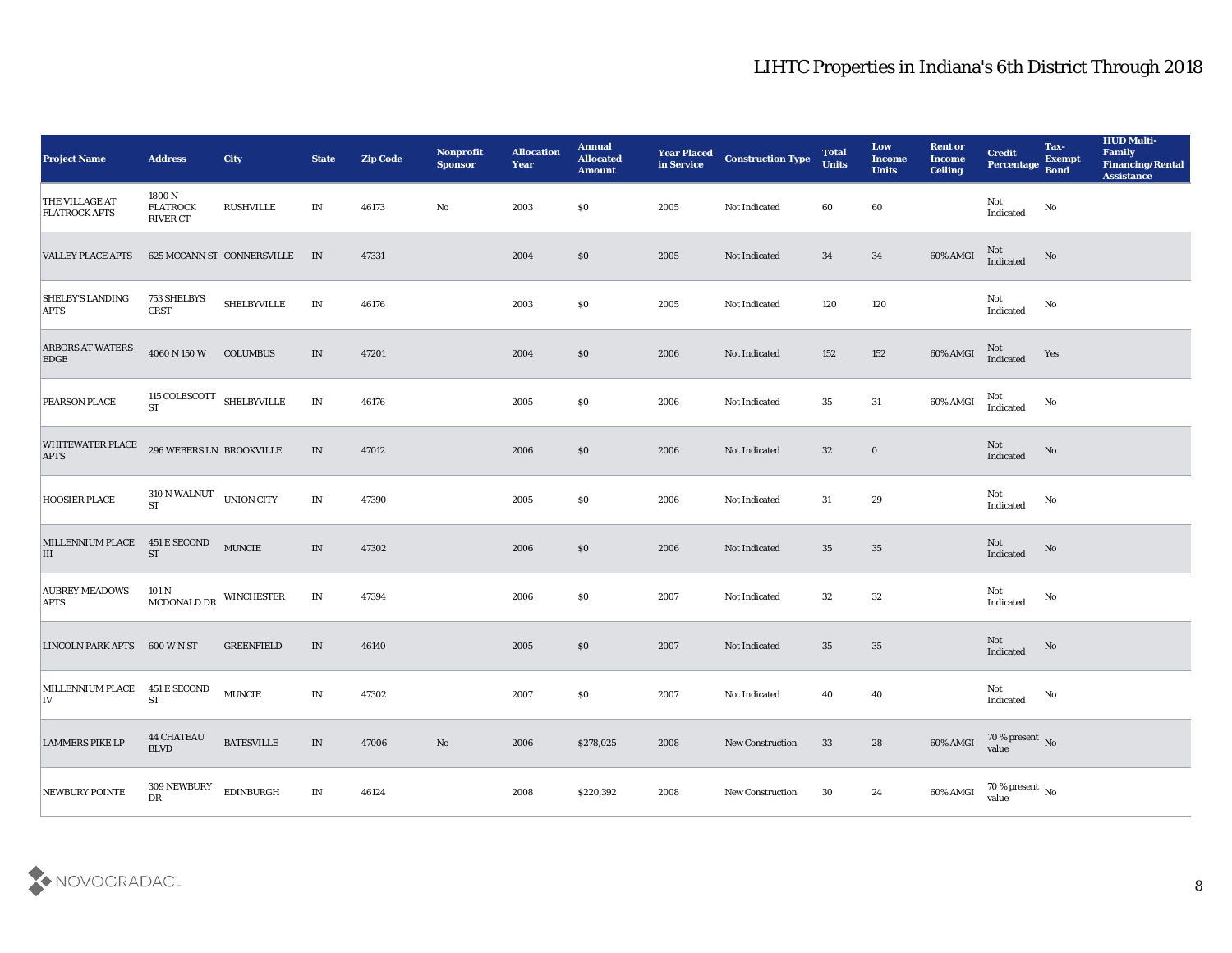# LIHTC Properties in Indiana's 6th District Through 2018

| Project Name | Address | City | State | Zip Code | Nonprofit Sponsor | Allocation Year | Annual Allocated Amount | Year Placed in Service | Construction Type | Total Units | Low Income Units | Rent or Income Ceiling | Credit Percentage | Tax-Exempt Bond | HUD Multi-Family Financing/Rental Assistance |
|---|---|---|---|---|---|---|---|---|---|---|---|---|---|---|---|
| THE VILLAGE AT FLATROCK APTS | 1800 N FLATROCK RIVER CT | RUSHVILLE | IN | 46173 | No | 2003 | $0 | 2005 | Not Indicated | 60 | 60 | | Not Indicated | No | |
| VALLEY PLACE APTS | 625 MCCANN ST | CONNERSVILLE | IN | 47331 | | 2004 | $0 | 2005 | Not Indicated | 34 | 34 | 60% AMGI | Not Indicated | No | |
| SHELBY'S LANDING APTS | 753 SHELBYS CRST | SHELBYVILLE | IN | 46176 | | 2003 | $0 | 2005 | Not Indicated | 120 | 120 | | Not Indicated | No | |
| ARBORS AT WATERS EDGE | 4060 N 150 W | COLUMBUS | IN | 47201 | | 2004 | $0 | 2006 | Not Indicated | 152 | 152 | 60% AMGI | Not Indicated | Yes | |
| PEARSON PLACE | 115 COLESCOTT ST | SHELBYVILLE | IN | 46176 | | 2005 | $0 | 2006 | Not Indicated | 35 | 31 | 60% AMGI | Not Indicated | No | |
| WHITEWATER PLACE APTS | 296 WEBERS LN | BROOKVILLE | IN | 47012 | | 2006 | $0 | 2006 | Not Indicated | 32 | 0 | | Not Indicated | No | |
| HOOSIER PLACE | 310 N WALNUT ST | UNION CITY | IN | 47390 | | 2005 | $0 | 2006 | Not Indicated | 31 | 29 | | Not Indicated | No | |
| MILLENNIUM PLACE III | 451 E SECOND ST | MUNCIE | IN | 47302 | | 2006 | $0 | 2006 | Not Indicated | 35 | 35 | | Not Indicated | No | |
| AUBREY MEADOWS APTS | 101 N MCDONALD DR | WINCHESTER | IN | 47394 | | 2006 | $0 | 2007 | Not Indicated | 32 | 32 | | Not Indicated | No | |
| LINCOLN PARK APTS | 600 W N ST | GREENFIELD | IN | 46140 | | 2005 | $0 | 2007 | Not Indicated | 35 | 35 | | Not Indicated | No | |
| MILLENNIUM PLACE IV | 451 E SECOND ST | MUNCIE | IN | 47302 | | 2007 | $0 | 2007 | Not Indicated | 40 | 40 | | Not Indicated | No | |
| LAMMERS PIKE LP | 44 CHATEAU BLVD | BATESVILLE | IN | 47006 | No | 2006 | $278,025 | 2008 | New Construction | 33 | 28 | 60% AMGI | 70 % present value | No | |
| NEWBURY POINTE | 309 NEWBURY DR | EDINBURGH | IN | 46124 | | 2008 | $220,392 | 2008 | New Construction | 30 | 24 | 60% AMGI | 70 % present value | No | |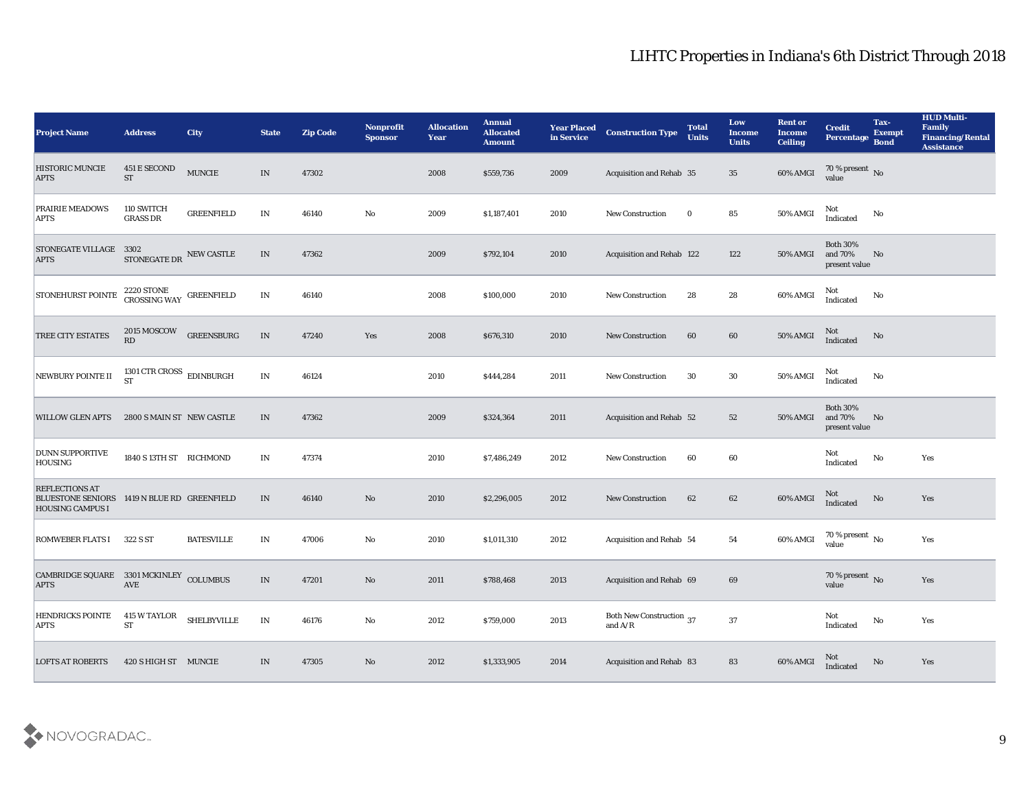# LIHTC Properties in Indiana's 6th District Through 2018

| Project Name | Address | City | State | Zip Code | Nonprofit Sponsor | Allocation Year | Annual Allocated Amount | Year Placed in Service | Construction Type | Total Units | Low Income Units | Rent or Income Ceiling | Credit Percentage | Tax-Exempt Bond | HUD Multi-Family Financing/Rental Assistance |
|---|---|---|---|---|---|---|---|---|---|---|---|---|---|---|---|
| HISTORIC MUNCIE APTS | 451 E SECOND ST | MUNCIE | IN | 47302 | | 2008 | $559,736 | 2009 | Acquisition and Rehab | 35 | 35 | 60% AMGI | 70 % present value | No | |
| PRAIRIE MEADOWS APTS | 110 SWITCH GRASS DR | GREENFIELD | IN | 46140 | No | 2009 | $1,187,401 | 2010 | New Construction | 0 | 85 | 50% AMGI | Not Indicated | No | |
| STONEGATE VILLAGE APTS | 3302 STONEGATE DR | NEW CASTLE | IN | 47362 | | 2009 | $792,104 | 2010 | Acquisition and Rehab | 122 | 122 | 50% AMGI | Both 30% and 70% present value | No | |
| STONEHURST POINTE | 2220 STONE CROSSING WAY | GREENFIELD | IN | 46140 | | 2008 | $100,000 | 2010 | New Construction | 28 | 28 | 60% AMGI | Not Indicated | No | |
| TREE CITY ESTATES | 2015 MOSCOW RD | GREENSBURG | IN | 47240 | Yes | 2008 | $676,310 | 2010 | New Construction | 60 | 60 | 50% AMGI | Not Indicated | No | |
| NEWBURY POINTE II | 1301 CTR CROSS ST | EDINBURGH | IN | 46124 | | 2010 | $444,284 | 2011 | New Construction | 30 | 30 | 50% AMGI | Not Indicated | No | |
| WILLOW GLEN APTS | 2800 S MAIN ST | NEW CASTLE | IN | 47362 | | 2009 | $324,364 | 2011 | Acquisition and Rehab | 52 | 52 | 50% AMGI | Both 30% and 70% present value | No | |
| DUNN SUPPORTIVE HOUSING | 1840 S 13TH ST | RICHMOND | IN | 47374 | | 2010 | $7,486,249 | 2012 | New Construction | 60 | 60 | | Not Indicated | No | Yes |
| REFLECTIONS AT BLUESTONE SENIORS HOUSING CAMPUS I | 1419 N BLUE RD | GREENFIELD | IN | 46140 | No | 2010 | $2,296,005 | 2012 | New Construction | 62 | 62 | 60% AMGI | Not Indicated | No | Yes |
| ROMWEBER FLATS I | 322 S ST | BATESVILLE | IN | 47006 | No | 2010 | $1,011,310 | 2012 | Acquisition and Rehab | 54 | 54 | 60% AMGI | 70 % present value | No | Yes |
| CAMBRIDGE SQUARE APTS | 3301 MCKINLEY AVE | COLUMBUS | IN | 47201 | No | 2011 | $788,468 | 2013 | Acquisition and Rehab | 69 | 69 | | 70 % present value | No | Yes |
| HENDRICKS POINTE APTS | 415 W TAYLOR ST | SHELBYVILLE | IN | 46176 | No | 2012 | $759,000 | 2013 | Both New Construction and A/R | 37 | 37 | | Not Indicated | No | Yes |
| LOFTS AT ROBERTS | 420 S HIGH ST | MUNCIE | IN | 47305 | No | 2012 | $1,333,905 | 2014 | Acquisition and Rehab | 83 | 83 | 60% AMGI | Not Indicated | No | Yes |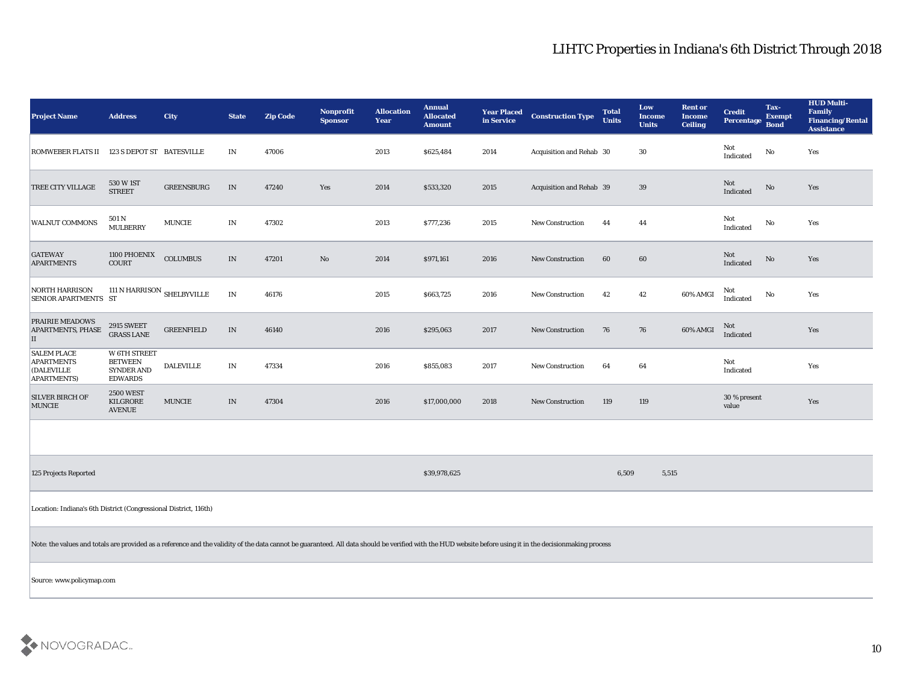# LIHTC Properties in Indiana's 6th District Through 2018

| Project Name | Address | City | State | Zip Code | Nonprofit Sponsor | Allocation Year | Annual Allocated Amount | Year Placed in Service | Construction Type | Total Units | Low Income Units | Rent or Income Ceiling | Credit Percentage | Tax-Exempt Bond | HUD Multi-Family Financing/Rental Assistance |
|---|---|---|---|---|---|---|---|---|---|---|---|---|---|---|---|
| ROMWEBER FLATS II | 123 S DEPOT ST | BATESVILLE | IN | 47006 | | 2013 | $625,484 | 2014 | Acquisition and Rehab | 30 | 30 | | Not Indicated | No | Yes |
| TREE CITY VILLAGE | 530 W 1ST STREET | GREENSBURG | IN | 47240 | Yes | 2014 | $533,320 | 2015 | Acquisition and Rehab | 39 | 39 | | Not Indicated | No | Yes |
| WALNUT COMMONS | 501 N MULBERRY | MUNCIE | IN | 47302 | | 2013 | $777,236 | 2015 | New Construction | 44 | 44 | | Not Indicated | No | Yes |
| GATEWAY APARTMENTS | 1100 PHOENIX COURT | COLUMBUS | IN | 47201 | No | 2014 | $971,161 | 2016 | New Construction | 60 | 60 | | Not Indicated | No | Yes |
| NORTH HARRISON SENIOR APARTMENTS | 111 N HARRISON ST | SHELBYVILLE | IN | 46176 | | 2015 | $663,725 | 2016 | New Construction | 42 | 42 | 60% AMGI | Not Indicated | No | Yes |
| PRAIRIE MEADOWS APARTMENTS, PHASE II | 2915 SWEET GRASS LANE | GREENFIELD | IN | 46140 | | 2016 | $295,063 | 2017 | New Construction | 76 | 76 | 60% AMGI | Not Indicated | | Yes |
| SALEM PLACE APARTMENTS (DALEVILLE APARTMENTS) | W 6TH STREET BETWEEN SYNDER AND EDWARDS | DALEVILLE | IN | 47334 | | 2016 | $855,083 | 2017 | New Construction | 64 | 64 | | Not Indicated | | Yes |
| SILVER BIRCH OF MUNCIE | 2500 WEST KILGRORE AVENUE | MUNCIE | IN | 47304 | | 2016 | $17,000,000 | 2018 | New Construction | 119 | 119 | | 30 % present value | | Yes |
| | | | | | | | | | | | | | | | |
| 125 Projects Reported | | | | | | | $39,978,625 | | | 6,509 | 5,515 | | | | |

Location: Indiana's 6th District (Congressional District, 116th)

Note: the values and totals are provided as a reference and the validity of the data cannot be guaranteed. All data should be verified with the HUD website before using it in the decisionmaking process

Source: www.policymap.com